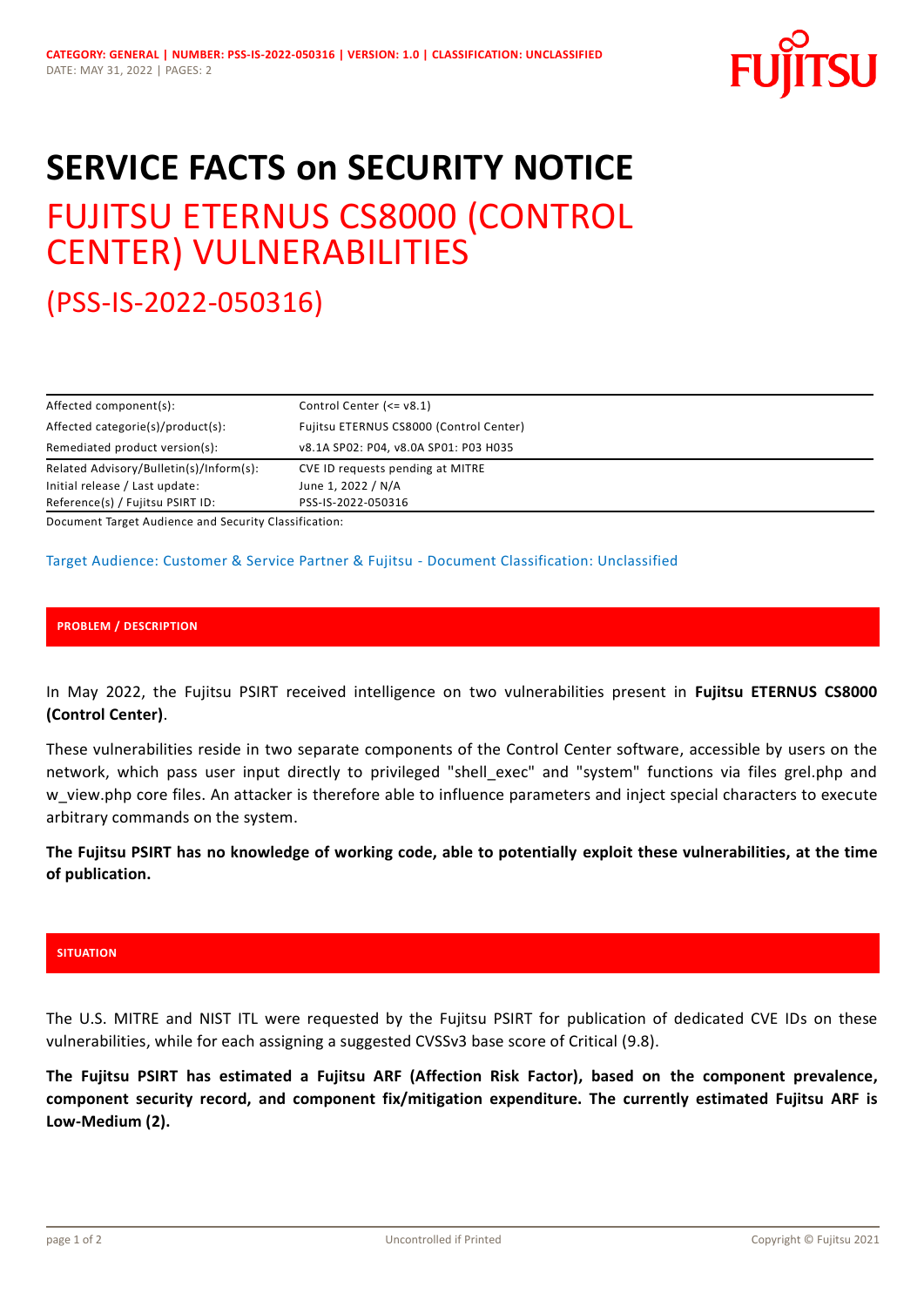CATEGORY: GENERAL | NUMBER: PSS-IS-2022-050316 | VERSION: 1.0 | CLASSIFICATION: UNCLASSIFIED
DATE: MAY 31, 2022 | PAGES: 2

# SERVICE FACTS on SECURITY NOTICE

## FUJITSU ETERNUS CS8000 (CONTROL CENTER) VULNERABILITIES

## (PSS-IS-2022-050316)

| | |
|---|---|
| Affected component(s): | Control Center (<= v8.1) |
| Affected categorie(s)/product(s): | Fujitsu ETERNUS CS8000 (Control Center) |
| Remediated product version(s): | v8.1A SP02: P04, v8.0A SP01: P03 H035 |
| Related Advisory/Bulletin(s)/Inform(s): | CVE ID requests pending at MITRE |
| Initial release / Last update: | June 1, 2022 / N/A |
| Reference(s) / Fujitsu PSIRT ID: | PSS-IS-2022-050316 |

Document Target Audience and Security Classification:

Target Audience: Customer & Service Partner & Fujitsu - Document Classification: Unclassified

### PROBLEM / DESCRIPTION

In May 2022, the Fujitsu PSIRT received intelligence on two vulnerabilities present in **Fujitsu ETERNUS CS8000 (Control Center)**.

These vulnerabilities reside in two separate components of the Control Center software, accessible by users on the network, which pass user input directly to privileged "shell_exec" and "system" functions via files grel.php and w_view.php core files. An attacker is therefore able to influence parameters and inject special characters to execute arbitrary commands on the system.

**The Fujitsu PSIRT has no knowledge of working code, able to potentially exploit these vulnerabilities, at the time of publication.**

### SITUATION

The U.S. MITRE and NIST ITL were requested by the Fujitsu PSIRT for publication of dedicated CVE IDs on these vulnerabilities, while for each assigning a suggested CVSSv3 base score of Critical (9.8).

**The Fujitsu PSIRT has estimated a Fujitsu ARF (Affection Risk Factor), based on the component prevalence, component security record, and component fix/mitigation expenditure. The currently estimated Fujitsu ARF is Low-Medium (2).**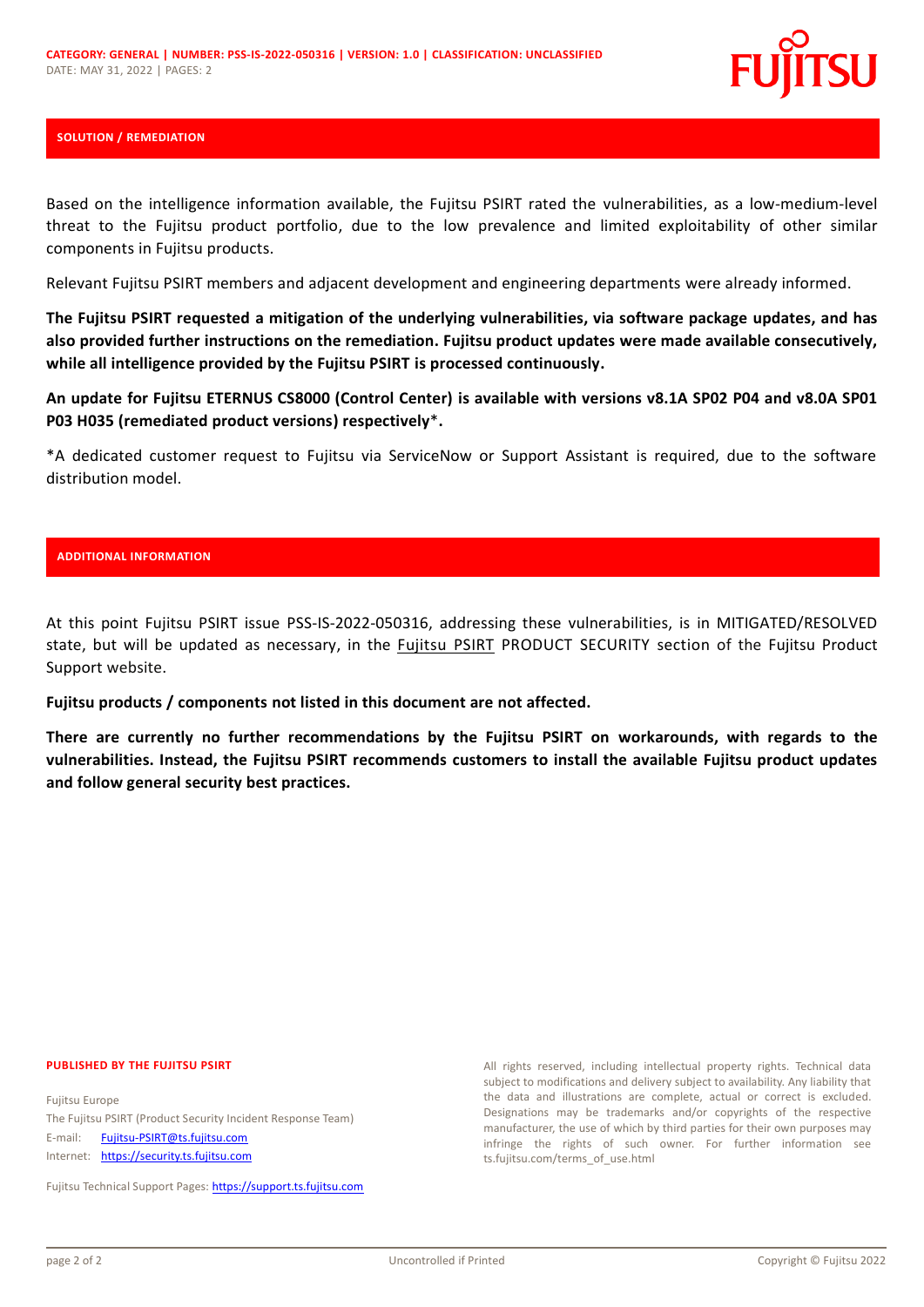## SOLUTION / REMEDIATION

Based on the intelligence information available, the Fujitsu PSIRT rated the vulnerabilities, as a low-medium-level threat to the Fujitsu product portfolio, due to the low prevalence and limited exploitability of other similar components in Fujitsu products.

Relevant Fujitsu PSIRT members and adjacent development and engineering departments were already informed.

**The Fujitsu PSIRT requested a mitigation of the underlying vulnerabilities, via software package updates, and has also provided further instructions on the remediation. Fujitsu product updates were made available consecutively, while all intelligence provided by the Fujitsu PSIRT is processed continuously.**

**An update for Fujitsu ETERNUS CS8000 (Control Center) is available with versions v8.1A SP02 P04 and v8.0A SP01 P03 H035 (remediated product versions) respectively*.**

*A dedicated customer request to Fujitsu via ServiceNow or Support Assistant is required, due to the software distribution model.

## ADDITIONAL INFORMATION

At this point Fujitsu PSIRT issue PSS-IS-2022-050316, addressing these vulnerabilities, is in MITIGATED/RESOLVED state, but will be updated as necessary, in the Fujitsu PSIRT PRODUCT SECURITY section of the Fujitsu Product Support website.

**Fujitsu products / components not listed in this document are not affected.**

**There are currently no further recommendations by the Fujitsu PSIRT on workarounds, with regards to the vulnerabilities. Instead, the Fujitsu PSIRT recommends customers to install the available Fujitsu product updates and follow general security best practices.**

**PUBLISHED BY THE FUJITSU PSIRT**

Fujitsu Europe
The Fujitsu PSIRT (Product Security Incident Response Team)
E-mail: Fujitsu-PSIRT@ts.fujitsu.com
Internet: https://security.ts.fujitsu.com

Fujitsu Technical Support Pages: https://support.ts.fujitsu.com

All rights reserved, including intellectual property rights. Technical data subject to modifications and delivery subject to availability. Any liability that the data and illustrations are complete, actual or correct is excluded. Designations may be trademarks and/or copyrights of the respective manufacturer, the use of which by third parties for their own purposes may infringe the rights of such owner. For further information see ts.fujitsu.com/terms_of_use.html

Uncontrolled if Printed

Copyright © Fujitsu 2022